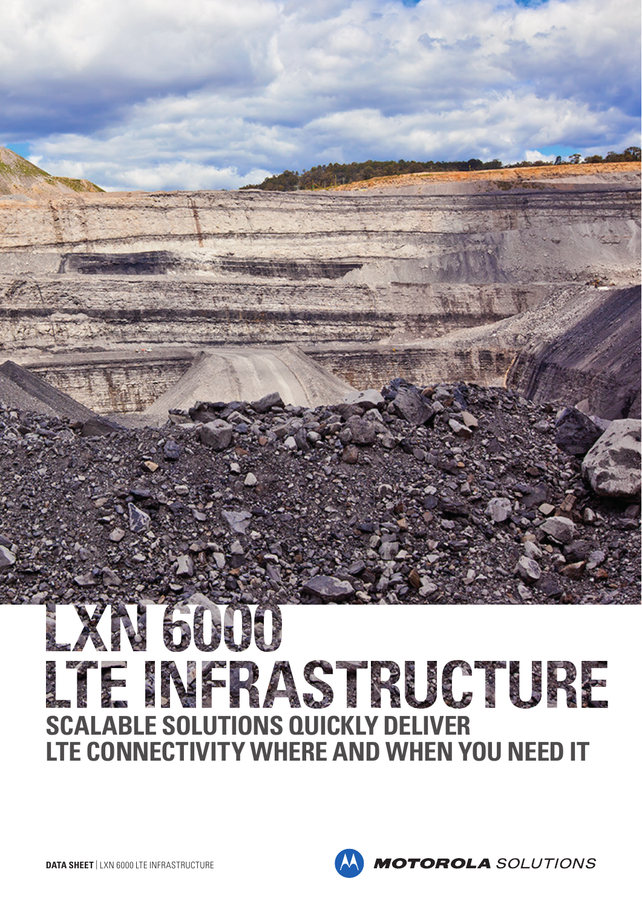# LXN 6000 LTE INFRASTRUCTURE

## SCALABLE SOLUTIONS QUICKLY DELIVER LTE CONNECTIVITY WHERE AND WHEN YOU NEED IT

**DATA SHEET** | LXN 6000 LTE INFRASTRUCTURE

MOTOROLA SOLUTIONS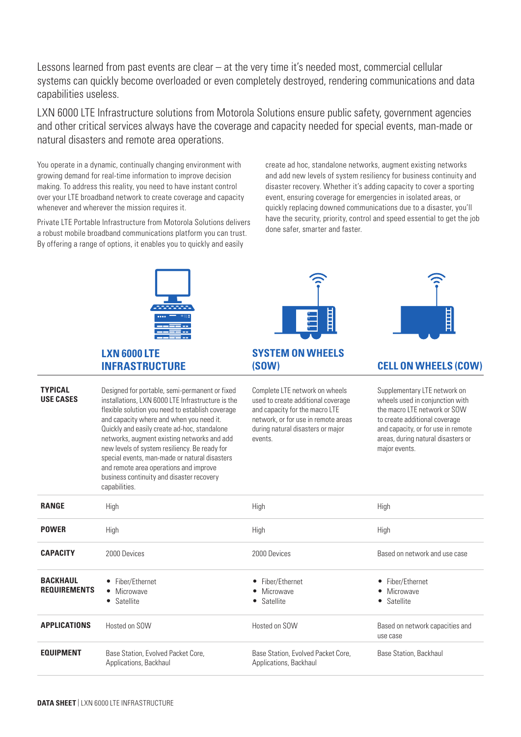Lessons learned from past events are clear – at the very time it's needed most, commercial cellular systems can quickly become overloaded or even completely destroyed, rendering communications and data capabilities useless.

LXN 6000 LTE Infrastructure solutions from Motorola Solutions ensure public safety, government agencies and other critical services always have the coverage and capacity needed for special events, man-made or natural disasters and remote area operations.

You operate in a dynamic, continually changing environment with growing demand for real-time information to improve decision making. To address this reality, you need to have instant control over your LTE broadband network to create coverage and capacity whenever and wherever the mission requires it.

Private LTE Portable Infrastructure from Motorola Solutions delivers a robust mobile broadband communications platform you can trust. By offering a range of options, it enables you to quickly and easily create ad hoc, standalone networks, augment existing networks and add new levels of system resiliency for business continuity and disaster recovery. Whether it's adding capacity to cover a sporting event, ensuring coverage for emergencies in isolated areas, or quickly replacing downed communications due to a disaster, you'll have the security, priority, control and speed essential to get the job done safer, smarter and faster.

| | LXN 6000 LTE INFRASTRUCTURE | SYSTEM ON WHEELS (SOW) | CELL ON WHEELS (COW) |
|---|---|---|---|
| **TYPICAL USE CASES** | Designed for portable, semi-permanent or fixed installations, LXN 6000 LTE Infrastructure is the flexible solution you need to establish coverage and capacity where and when you need it. Quickly and easily create ad-hoc, standalone networks, augment existing networks and add new levels of system resiliency. Be ready for special events, man-made or natural disasters and remote area operations and improve business continuity and disaster recovery capabilities. | Complete LTE network on wheels used to create additional coverage and capacity for the macro LTE network, or for use in remote areas during natural disasters or major events. | Supplementary LTE network on wheels used in conjunction with the macro LTE network or SOW to create additional coverage and capacity, or for use in remote areas, during natural disasters or major events. |
| **RANGE** | High | High | High |
| **POWER** | High | High | High |
| **CAPACITY** | 2000 Devices | 2000 Devices | Based on network and use case |
| **BACKHAUL REQUIREMENTS** | • Fiber/Ethernet<br>• Microwave<br>• Satellite | • Fiber/Ethernet<br>• Microwave<br>• Satellite | • Fiber/Ethernet<br>• Microwave<br>• Satellite |
| **APPLICATIONS** | Hosted on SOW | Hosted on SOW | Based on network capacities and use case |
| **EQUIPMENT** | Base Station, Evolved Packet Core, Applications, Backhaul | Base Station, Evolved Packet Core, Applications, Backhaul | Base Station, Backhaul |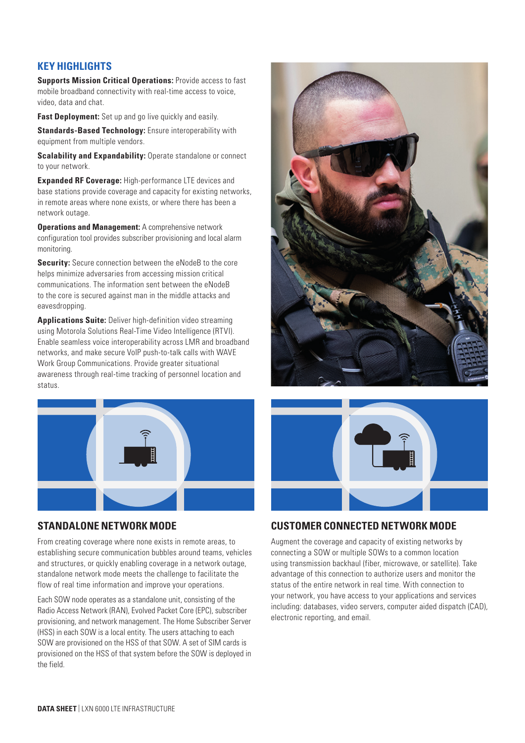## KEY HIGHLIGHTS

**Supports Mission Critical Operations:** Provide access to fast mobile broadband connectivity with real-time access to voice, video, data and chat.

**Fast Deployment:** Set up and go live quickly and easily.

**Standards-Based Technology:** Ensure interoperability with equipment from multiple vendors.

**Scalability and Expandability:** Operate standalone or connect to your network.

**Expanded RF Coverage:** High-performance LTE devices and base stations provide coverage and capacity for existing networks, in remote areas where none exists, or where there has been a network outage.

**Operations and Management:** A comprehensive network configuration tool provides subscriber provisioning and local alarm monitoring.

**Security:** Secure connection between the eNodeB to the core helps minimize adversaries from accessing mission critical communications. The information sent between the eNodeB to the core is secured against man in the middle attacks and eavesdropping.

**Applications Suite:** Deliver high-definition video streaming using Motorola Solutions Real-Time Video Intelligence (RTVI). Enable seamless voice interoperability across LMR and broadband networks, and make secure VoIP push-to-talk calls with WAVE Work Group Communications. Provide greater situational awareness through real-time tracking of personnel location and status.

## STANDALONE NETWORK MODE

From creating coverage where none exists in remote areas, to establishing secure communication bubbles around teams, vehicles and structures, or quickly enabling coverage in a network outage, standalone network mode meets the challenge to facilitate the flow of real time information and improve your operations.

Each SOW node operates as a standalone unit, consisting of the Radio Access Network (RAN), Evolved Packet Core (EPC), subscriber provisioning, and network management. The Home Subscriber Server (HSS) in each SOW is a local entity. The users attaching to each SOW are provisioned on the HSS of that SOW. A set of SIM cards is provisioned on the HSS of that system before the SOW is deployed in the field.

## CUSTOMER CONNECTED NETWORK MODE

Augment the coverage and capacity of existing networks by connecting a SOW or multiple SOWs to a common location using transmission backhaul (fiber, microwave, or satellite). Take advantage of this connection to authorize users and monitor the status of the entire network in real time. With connection to your network, you have access to your applications and services including: databases, video servers, computer aided dispatch (CAD), electronic reporting, and email.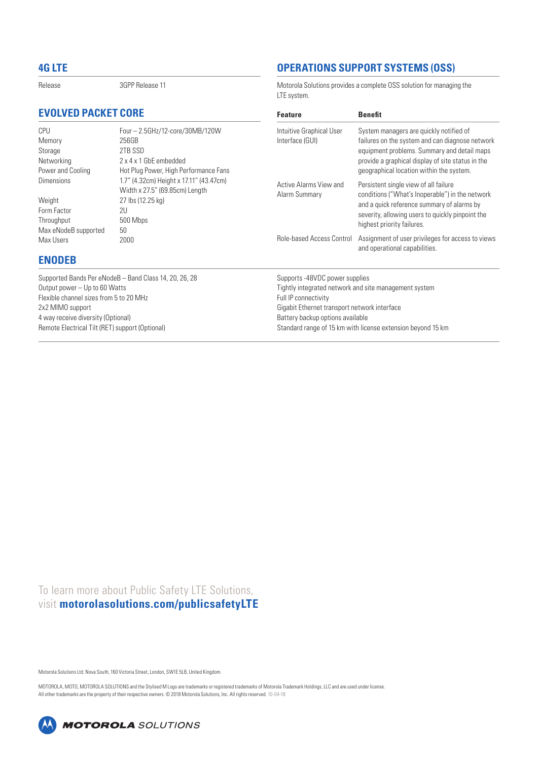## 4G LTE

| | |
|---|---|
| Release | 3GPP Release 11 |

## EVOLVED PACKET CORE

| | |
|---|---|
| CPU | Four – 2.5GHz/12-core/30MB/120W |
| Memory | 256GB |
| Storage | 2TB SSD |
| Networking | 2 x 4 x 1 GbE embedded |
| Power and Cooling | Hot Plug Power, High Performance Fans |
| Dimensions | 1.7" (4.32cm) Height x 17.11" (43.47cm) Width x 27.5" (69.85cm) Length |
| Weight | 27 lbs (12.25 kg) |
| Form Factor | 2U |
| Throughput | 500 Mbps |
| Max eNodeB supported | 50 |
| Max Users | 2000 |

## OPERATIONS SUPPORT SYSTEMS (OSS)

Motorola Solutions provides a complete OSS solution for managing the LTE system.

| Feature | Benefit |
|---|---|
| Intuitive Graphical User Interface (GUI) | System managers are quickly notified of failures on the system and can diagnose network equipment problems. Summary and detail maps provide a graphical display of site status in the geographical location within the system. |
| Active Alarms View and Alarm Summary | Persistent single view of all failure conditions ("What's Inoperable") in the network and a quick reference summary of alarms by severity, allowing users to quickly pinpoint the highest priority failures. |
| Role-based Access Control | Assignment of user privileges for access to views and operational capabilities. |

## ENODEB

Supported Bands Per eNodeB – Band Class 14, 20, 26, 28
Output power – Up to 60 Watts
Flexible channel sizes from 5 to 20 MHz
2x2 MIMO support
4 way receive diversity (Optional)
Remote Electrical Tilt (RET) support (Optional)
Supports -48VDC power supplies
Tightly integrated network and site management system
Full IP connectivity
Gigabit Ethernet transport network interface
Battery backup options available
Standard range of 15 km with license extension beyond 15 km

To learn more about Public Safety LTE Solutions, visit **motorolasolutions.com/publicsafetyLTE**

Motorola Solutions Ltd. Nova South, 160 Victoria Street, London, SW1E 5LB, United Kingdom.

MOTOROLA, MOTO, MOTOROLA SOLUTIONS and the Stylised M Logo are trademarks or registered trademarks of Motorola Trademark Holdings, LLC and are used under license. All other trademarks are the property of their respective owners. © 2018 Motorola Solutions, Inc. All rights reserved. 10-04-18

MOTOROLA SOLUTIONS